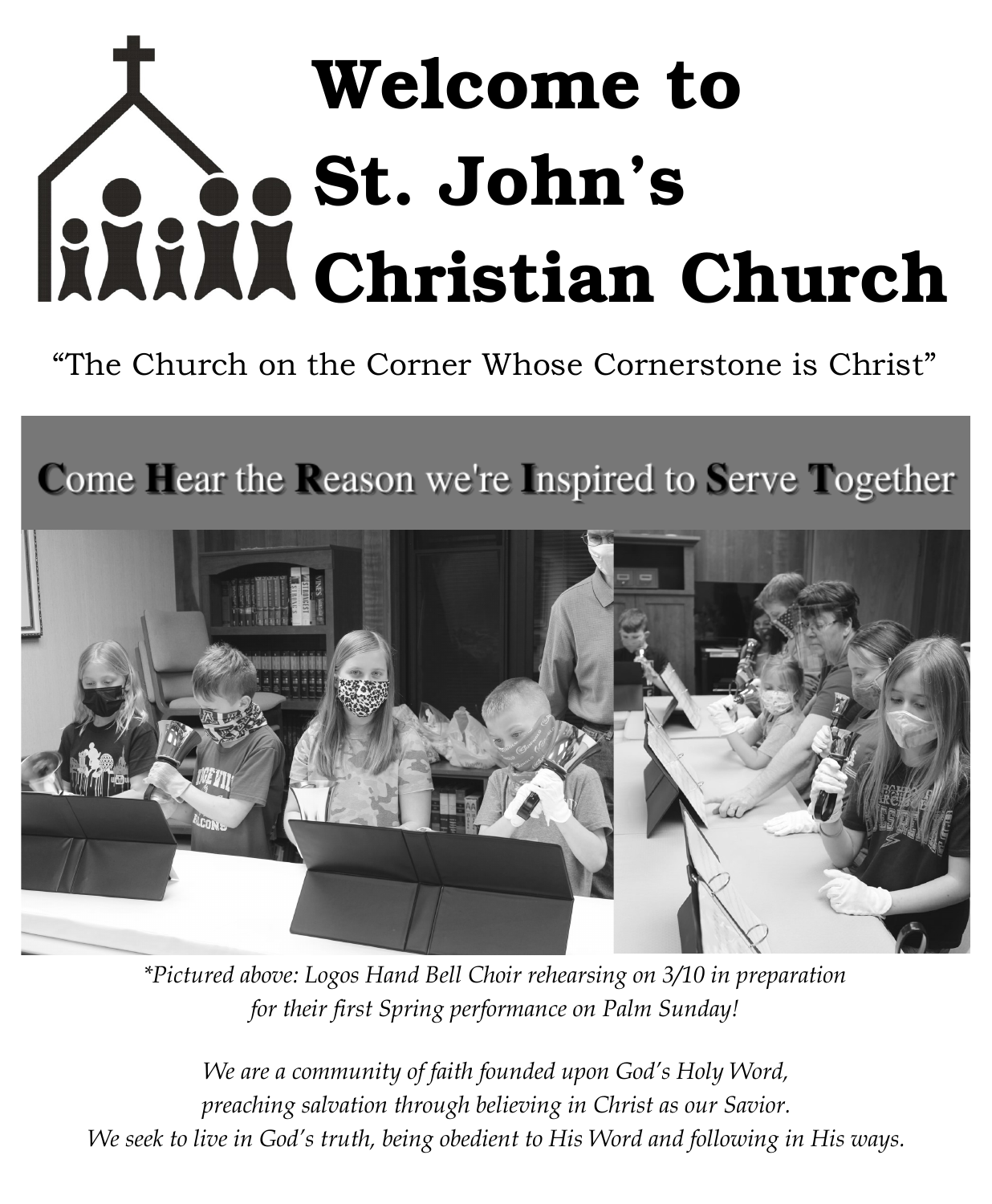# Welcome to St. John's Christian Church

"The Church on the Corner Whose Cornerstone is Christ"

**C**ome **H**ear the **R**eason we're **I**nspired to **S**erve **T**ogether

*\*Pictured above: Logos Hand Bell Choir rehearsing on 3/10 in preparation for their first Spring performance on Palm Sunday!*

*We are a community of faith founded upon God's Holy Word, preaching salvation through believing in Christ as our Savior. We seek to live in God's truth, being obedient to His Word and following in His ways.*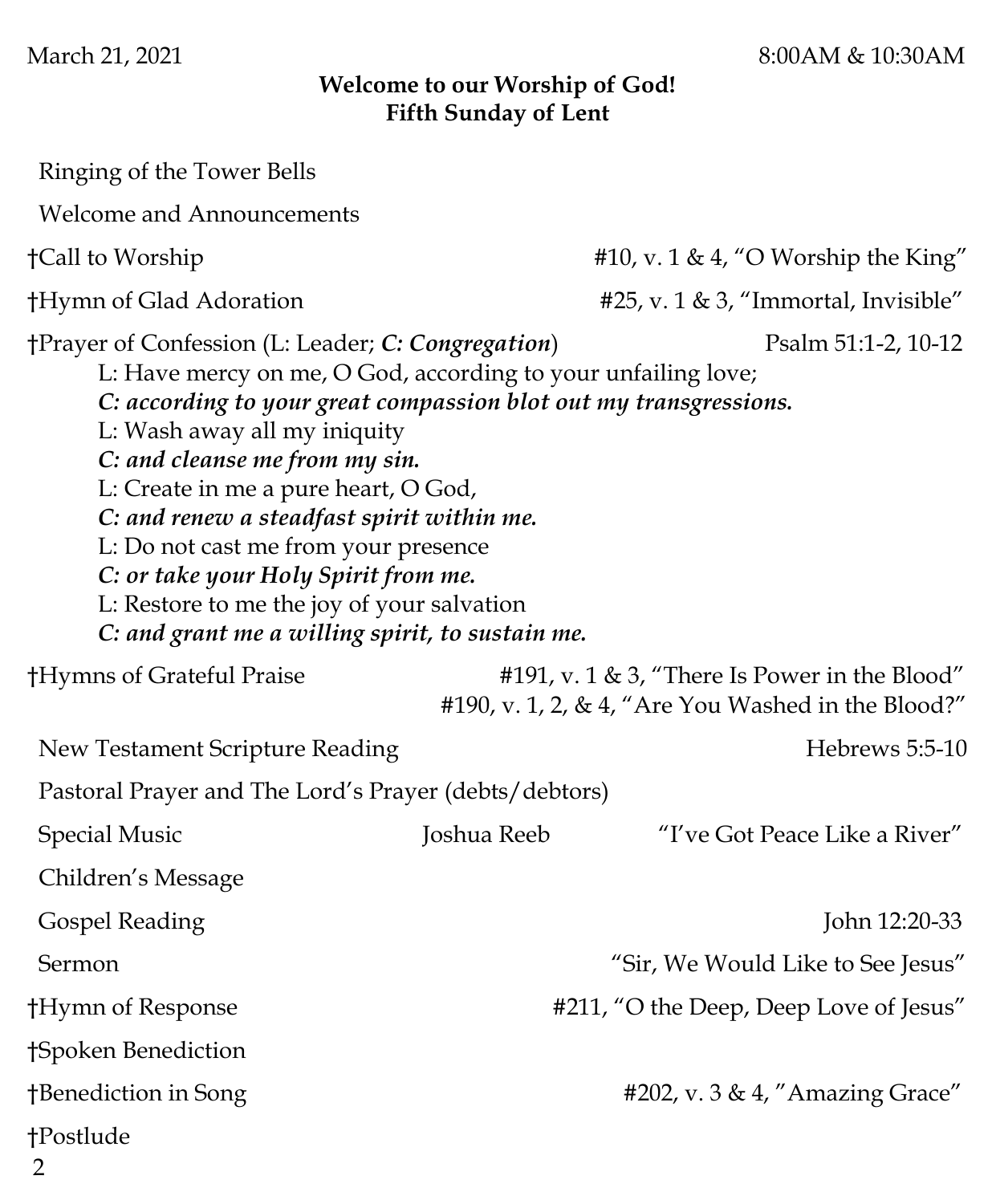March 21, 2021 8:00AM & 10:30AM

**Welcome to our Worship of God!**
**Fifth Sunday of Lent**

Ringing of the Tower Bells

Welcome and Announcements

†Call to Worship #10, v. 1 & 4, "O Worship the King"

†Hymn of Glad Adoration #25, v. 1 & 3, "Immortal, Invisible"

†Prayer of Confession (L: Leader; ***C: Congregation***) Psalm 51:1-2, 10-12

L: Have mercy on me, O God, according to your unfailing love;
***C: according to your great compassion blot out my transgressions.***
L: Wash away all my iniquity
***C: and cleanse me from my sin.***
L: Create in me a pure heart, O God,
***C: and renew a steadfast spirit within me.***
L: Do not cast me from your presence
***C: or take your Holy Spirit from me.***
L: Restore to me the joy of your salvation
***C: and grant me a willing spirit, to sustain me.***

†Hymns of Grateful Praise #191, v. 1 & 3, "There Is Power in the Blood"
#190, v. 1, 2, & 4, "Are You Washed in the Blood?"

New Testament Scripture Reading Hebrews 5:5-10

Pastoral Prayer and The Lord's Prayer (debts/debtors)

Special Music Joshua Reeb "I've Got Peace Like a River"

Children's Message

Gospel Reading John 12:20-33

Sermon "Sir, We Would Like to See Jesus"

†Hymn of Response #211, "O the Deep, Deep Love of Jesus"

†Spoken Benediction

†Benediction in Song #202, v. 3 & 4, "Amazing Grace"

†Postlude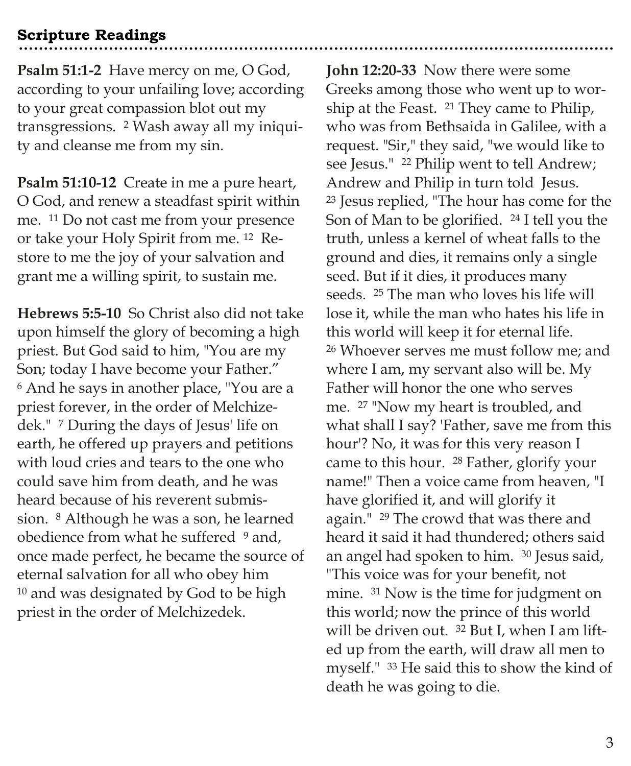## Scripture Readings

**Psalm 51:1-2** Have mercy on me, O God, according to your unfailing love; according to your great compassion blot out my transgressions. [2] Wash away all my iniquity and cleanse me from my sin.

**Psalm 51:10-12** Create in me a pure heart, O God, and renew a steadfast spirit within me. [11] Do not cast me from your presence or take your Holy Spirit from me. [12] Restore to me the joy of your salvation and grant me a willing spirit, to sustain me.

**Hebrews 5:5-10** So Christ also did not take upon himself the glory of becoming a high priest. But God said to him, "You are my Son; today I have become your Father." [6] And he says in another place, "You are a priest forever, in the order of Melchizedek." [7] During the days of Jesus' life on earth, he offered up prayers and petitions with loud cries and tears to the one who could save him from death, and he was heard because of his reverent submission. [8] Although he was a son, he learned obedience from what he suffered [9] and, once made perfect, he became the source of eternal salvation for all who obey him [10] and was designated by God to be high priest in the order of Melchizedek.

**John 12:20-33** Now there were some Greeks among those who went up to worship at the Feast. [21] They came to Philip, who was from Bethsaida in Galilee, with a request. "Sir," they said, "we would like to see Jesus." [22] Philip went to tell Andrew; Andrew and Philip in turn told Jesus. [23] Jesus replied, "The hour has come for the Son of Man to be glorified. [24] I tell you the truth, unless a kernel of wheat falls to the ground and dies, it remains only a single seed. But if it dies, it produces many seeds. [25] The man who loves his life will lose it, while the man who hates his life in this world will keep it for eternal life. [26] Whoever serves me must follow me; and where I am, my servant also will be. My Father will honor the one who serves me. [27] "Now my heart is troubled, and what shall I say? 'Father, save me from this hour'? No, it was for this very reason I came to this hour. [28] Father, glorify your name!" Then a voice came from heaven, "I have glorified it, and will glorify it again." [29] The crowd that was there and heard it said it had thundered; others said an angel had spoken to him. [30] Jesus said, "This voice was for your benefit, not mine. [31] Now is the time for judgment on this world; now the prince of this world will be driven out. [32] But I, when I am lifted up from the earth, will draw all men to myself." [33] He said this to show the kind of death he was going to die.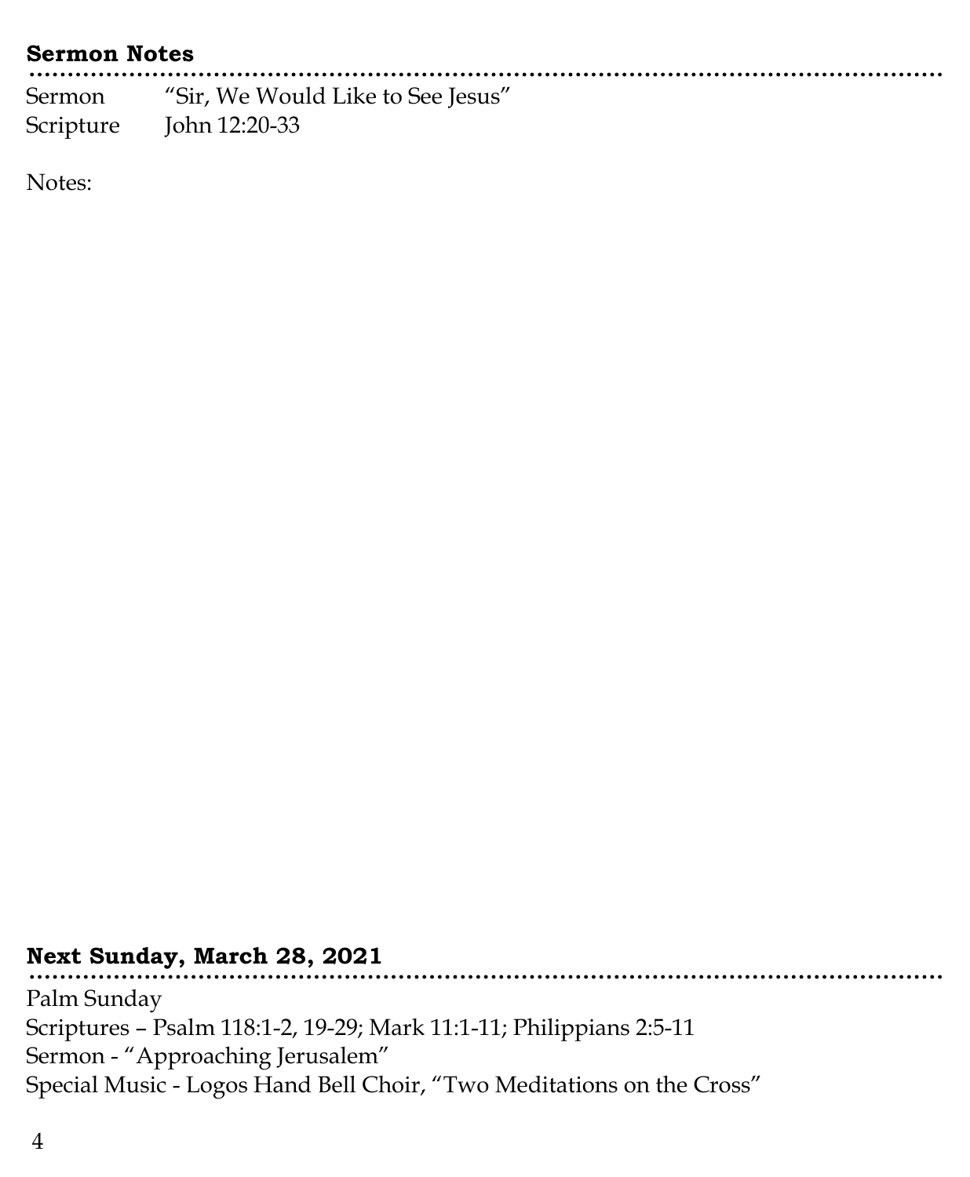## Sermon Notes

Sermon “Sir, We Would Like to See Jesus”
Scripture John 12:20-33

Notes:

## Next Sunday, March 28, 2021

Palm Sunday
Scriptures – Psalm 118:1-2, 19-29; Mark 11:1-11; Philippians 2:5-11
Sermon - “Approaching Jerusalem”
Special Music - Logos Hand Bell Choir, “Two Meditations on the Cross”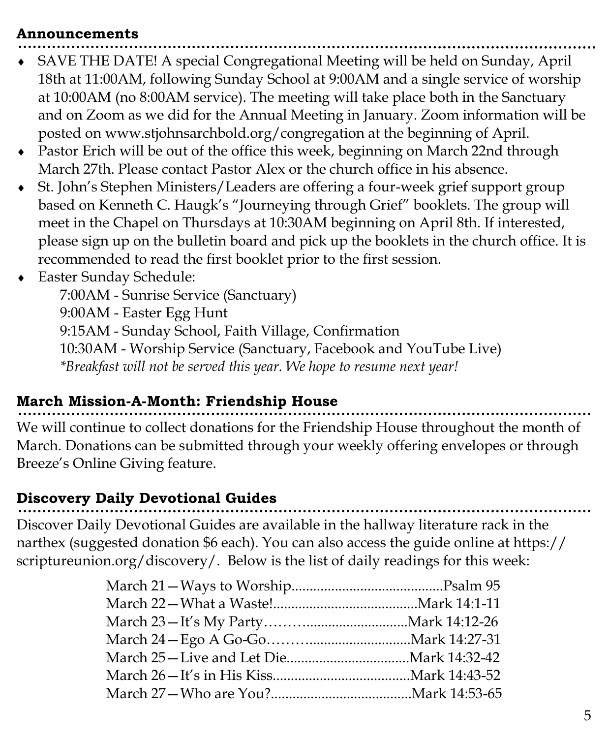## Announcements

- SAVE THE DATE! A special Congregational Meeting will be held on Sunday, April 18th at 11:00AM, following Sunday School at 9:00AM and a single service of worship at 10:00AM (no 8:00AM service). The meeting will take place both in the Sanctuary and on Zoom as we did for the Annual Meeting in January. Zoom information will be posted on www.stjohnsarchbold.org/congregation at the beginning of April.
- Pastor Erich will be out of the office this week, beginning on March 22nd through March 27th. Please contact Pastor Alex or the church office in his absence.
- St. John's Stephen Ministers/Leaders are offering a four-week grief support group based on Kenneth C. Haugk's "Journeying through Grief" booklets. The group will meet in the Chapel on Thursdays at 10:30AM beginning on April 8th. If interested, please sign up on the bulletin board and pick up the booklets in the church office. It is recommended to read the first booklet prior to the first session.
- Easter Sunday Schedule:
  - 7:00AM - Sunrise Service (Sanctuary)
  - 9:00AM - Easter Egg Hunt
  - 9:15AM - Sunday School, Faith Village, Confirmation
  - 10:30AM - Worship Service (Sanctuary, Facebook and YouTube Live)
  - *\*Breakfast will not be served this year. We hope to resume next year!*

## March Mission-A-Month: Friendship House

We will continue to collect donations for the Friendship House throughout the month of March. Donations can be submitted through your weekly offering envelopes or through Breeze's Online Giving feature.

## Discovery Daily Devotional Guides

Discover Daily Devotional Guides are available in the hallway literature rack in the narthex (suggested donation $6 each). You can also access the guide online at https://scriptureunion.org/discovery/. Below is the list of daily readings for this week:

March 21—Ways to Worship..........................................Psalm 95
March 22—What a Waste!........................................Mark 14:1-11
March 23—It's My Party…….............................Mark 14:12-26
March 24—Ego A Go-Go…….............................Mark 14:27-31
March 25—Live and Let Die.................................Mark 14:32-42
March 26—It's in His Kiss.....................................Mark 14:43-52
March 27—Who are You?......................................Mark 14:53-65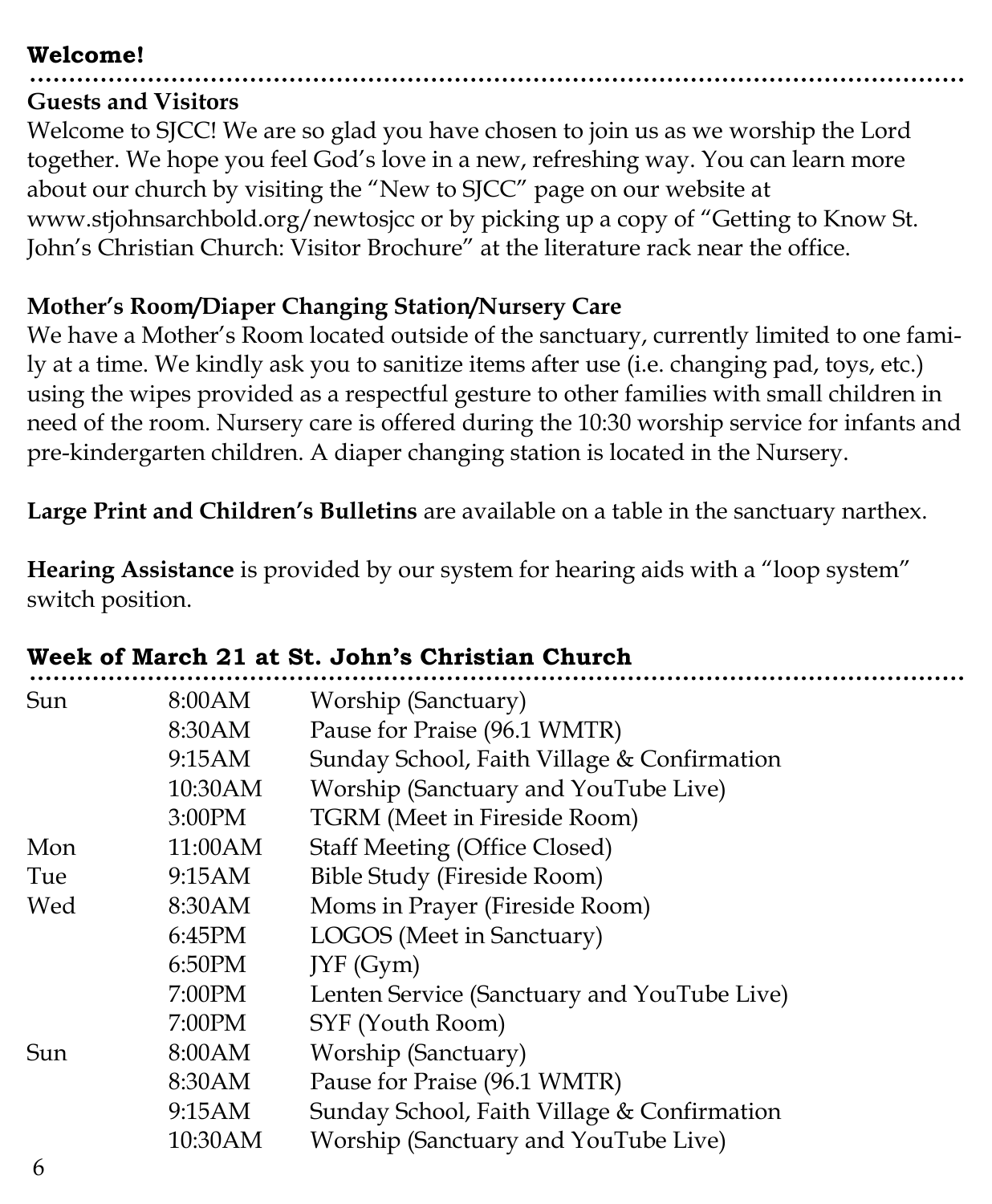## Welcome!

**Guests and Visitors**
Welcome to SJCC! We are so glad you have chosen to join us as we worship the Lord together. We hope you feel God's love in a new, refreshing way. You can learn more about our church by visiting the "New to SJCC" page on our website at www.stjohnsarchbold.org/newtosjcc or by picking up a copy of "Getting to Know St. John's Christian Church: Visitor Brochure" at the literature rack near the office.

**Mother's Room/Diaper Changing Station/Nursery Care**
We have a Mother's Room located outside of the sanctuary, currently limited to one family at a time. We kindly ask you to sanitize items after use (i.e. changing pad, toys, etc.) using the wipes provided as a respectful gesture to other families with small children in need of the room. Nursery care is offered during the 10:30 worship service for infants and pre-kindergarten children. A diaper changing station is located in the Nursery.

**Large Print and Children's Bulletins** are available on a table in the sanctuary narthex.

**Hearing Assistance** is provided by our system for hearing aids with a "loop system" switch position.

## Week of March 21 at St. John's Christian Church

| Day | Time | Event |
|---|---|---|
| Sun | 8:00AM | Worship (Sanctuary) |
| | 8:30AM | Pause for Praise (96.1 WMTR) |
| | 9:15AM | Sunday School, Faith Village & Confirmation |
| | 10:30AM | Worship (Sanctuary and YouTube Live) |
| | 3:00PM | TGRM (Meet in Fireside Room) |
| Mon | 11:00AM | Staff Meeting (Office Closed) |
| Tue | 9:15AM | Bible Study (Fireside Room) |
| Wed | 8:30AM | Moms in Prayer (Fireside Room) |
| | 6:45PM | LOGOS (Meet in Sanctuary) |
| | 6:50PM | JYF (Gym) |
| | 7:00PM | Lenten Service (Sanctuary and YouTube Live) |
| | 7:00PM | SYF (Youth Room) |
| Sun | 8:00AM | Worship (Sanctuary) |
| | 8:30AM | Pause for Praise (96.1 WMTR) |
| | 9:15AM | Sunday School, Faith Village & Confirmation |
| | 10:30AM | Worship (Sanctuary and YouTube Live) |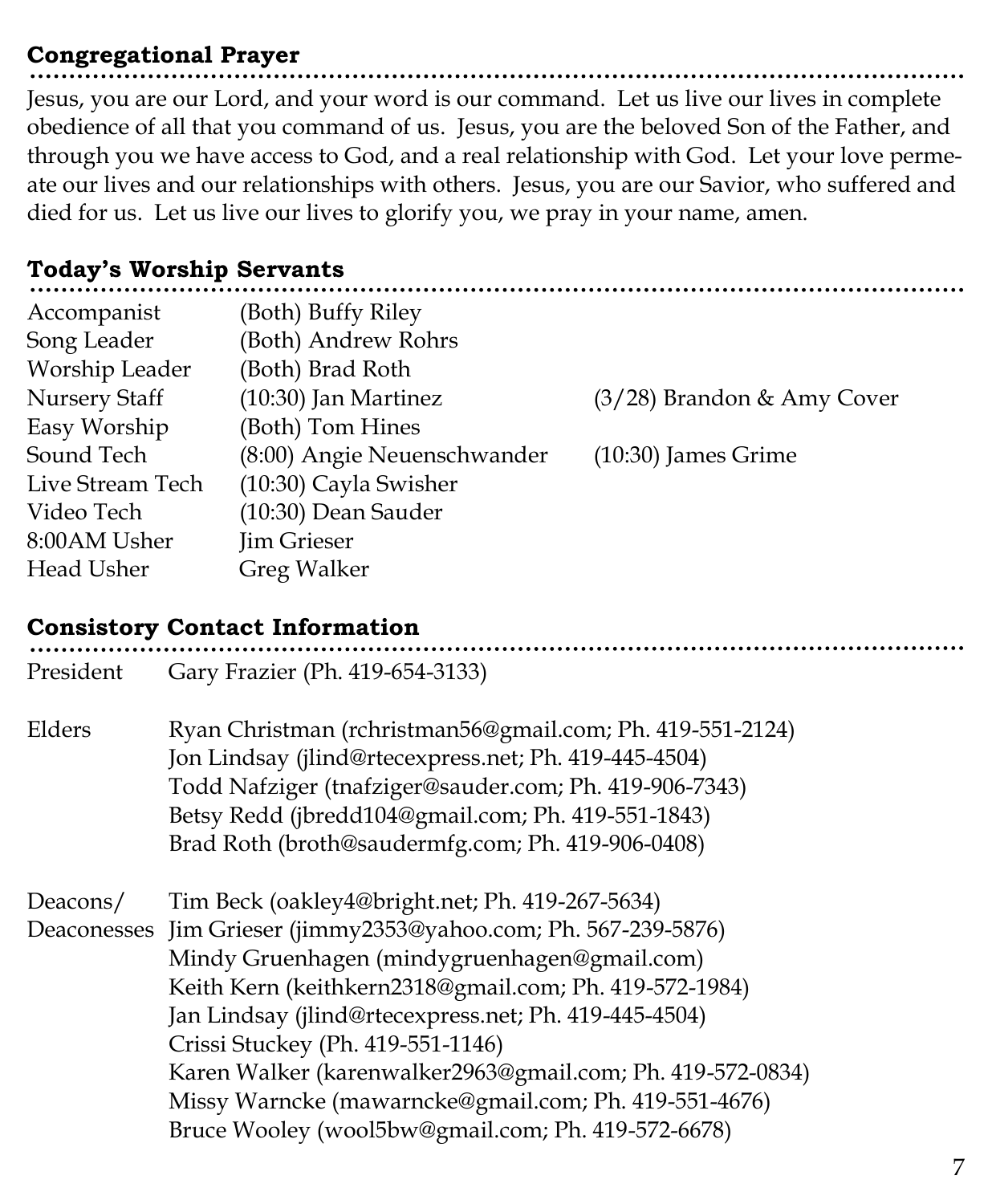## Congregational Prayer

Jesus, you are our Lord, and your word is our command. Let us live our lives in complete obedience of all that you command of us. Jesus, you are the beloved Son of the Father, and through you we have access to God, and a real relationship with God. Let your love permeate our lives and our relationships with others. Jesus, you are our Savior, who suffered and died for us. Let us live our lives to glorify you, we pray in your name, amen.

## Today's Worship Servants

| | | |
|---|---|---|
| Accompanist | (Both) Buffy Riley | |
| Song Leader | (Both) Andrew Rohrs | |
| Worship Leader | (Both) Brad Roth | |
| Nursery Staff | (10:30) Jan Martinez | (3/28) Brandon & Amy Cover |
| Easy Worship | (Both) Tom Hines | |
| Sound Tech | (8:00) Angie Neuenschwander | (10:30) James Grime |
| Live Stream Tech | (10:30) Cayla Swisher | |
| Video Tech | (10:30) Dean Sauder | |
| 8:00AM Usher | Jim Grieser | |
| Head Usher | Greg Walker | |

## Consistory Contact Information

**President**
Gary Frazier (Ph. 419-654-3133)

**Elders**
Ryan Christman (rchristman56@gmail.com; Ph. 419-551-2124)
Jon Lindsay (jlind@rtecexpress.net; Ph. 419-445-4504)
Todd Nafziger (tnafziger@sauder.com; Ph. 419-906-7343)
Betsy Redd (jbredd104@gmail.com; Ph. 419-551-1843)
Brad Roth (broth@saudermfg.com; Ph. 419-906-0408)

**Deacons/ Deaconesses**
Tim Beck (oakley4@bright.net; Ph. 419-267-5634)
Jim Grieser (jimmy2353@yahoo.com; Ph. 567-239-5876)
Mindy Gruenhagen (mindygruenhagen@gmail.com)
Keith Kern (keithkern2318@gmail.com; Ph. 419-572-1984)
Jan Lindsay (jlind@rtecexpress.net; Ph. 419-445-4504)
Crissi Stuckey (Ph. 419-551-1146)
Karen Walker (karenwalker2963@gmail.com; Ph. 419-572-0834)
Missy Warncke (mawarncke@gmail.com; Ph. 419-551-4676)
Bruce Wooley (wool5bw@gmail.com; Ph. 419-572-6678)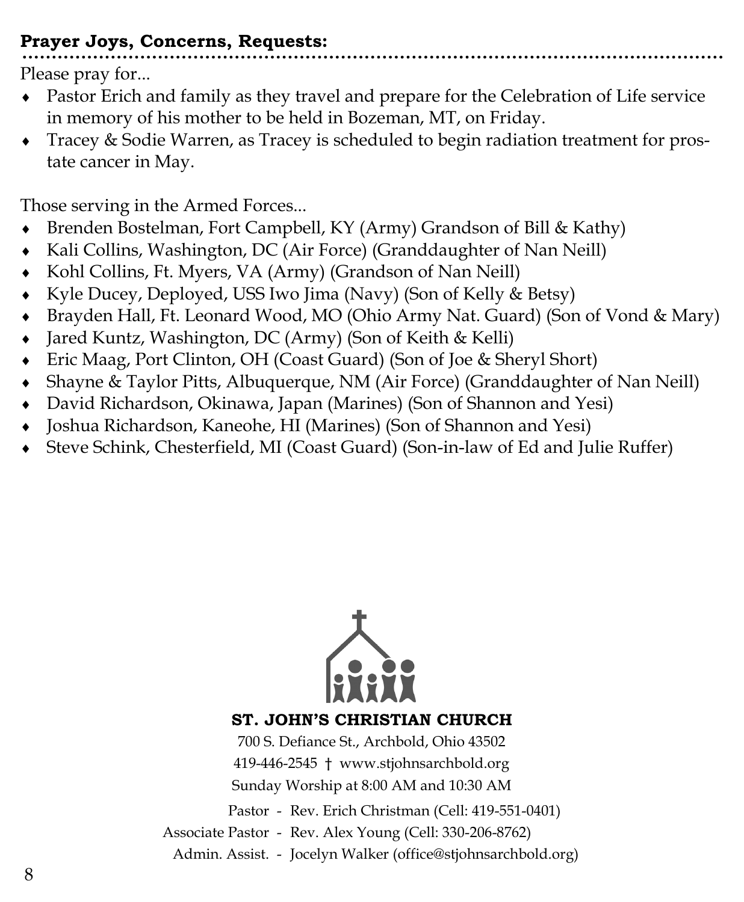**Prayer Joys, Concerns, Requests:**

Please pray for...

- Pastor Erich and family as they travel and prepare for the Celebration of Life service in memory of his mother to be held in Bozeman, MT, on Friday.
- Tracey & Sodie Warren, as Tracey is scheduled to begin radiation treatment for prostate cancer in May.

Those serving in the Armed Forces...

- Brenden Bostelman, Fort Campbell, KY (Army) Grandson of Bill & Kathy)
- Kali Collins, Washington, DC (Air Force) (Granddaughter of Nan Neill)
- Kohl Collins, Ft. Myers, VA (Army) (Grandson of Nan Neill)
- Kyle Ducey, Deployed, USS Iwo Jima (Navy) (Son of Kelly & Betsy)
- Brayden Hall, Ft. Leonard Wood, MO (Ohio Army Nat. Guard) (Son of Vond & Mary)
- Jared Kuntz, Washington, DC (Army) (Son of Keith & Kelli)
- Eric Maag, Port Clinton, OH (Coast Guard) (Son of Joe & Sheryl Short)
- Shayne & Taylor Pitts, Albuquerque, NM (Air Force) (Granddaughter of Nan Neill)
- David Richardson, Okinawa, Japan (Marines) (Son of Shannon and Yesi)
- Joshua Richardson, Kaneohe, HI (Marines) (Son of Shannon and Yesi)
- Steve Schink, Chesterfield, MI (Coast Guard) (Son-in-law of Ed and Julie Ruffer)

**ST. JOHN'S CHRISTIAN CHURCH**

700 S. Defiance St., Archbold, Ohio 43502

419-446-2545 † www.stjohnsarchbold.org

Sunday Worship at 8:00 AM and 10:30 AM

Pastor - Rev. Erich Christman (Cell: 419-551-0401)

Associate Pastor - Rev. Alex Young (Cell: 330-206-8762)

Admin. Assist. - Jocelyn Walker (office@stjohnsarchbold.org)